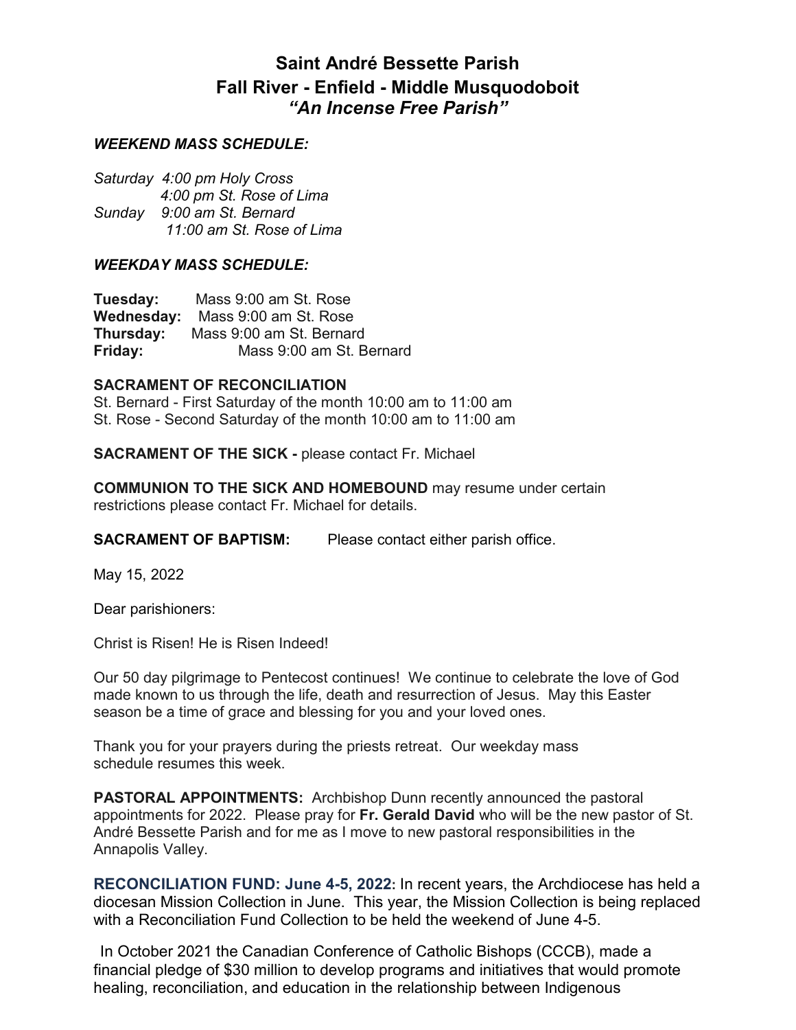# Saint André Bessette Parish
## Fall River - Enfield - Middle Musquodoboit
### *"An Incense Free Parish"*

***WEEKEND MASS SCHEDULE:***

*Saturday 4:00 pm Holy Cross*
*4:00 pm St. Rose of Lima*
*Sunday 9:00 am St. Bernard*
*11:00 am St. Rose of Lima*

***WEEKDAY MASS SCHEDULE:***

**Tuesday:** Mass 9:00 am St. Rose
**Wednesday:** Mass 9:00 am St. Rose
**Thursday:** Mass 9:00 am St. Bernard
**Friday:** Mass 9:00 am St. Bernard

**SACRAMENT OF RECONCILIATION**
St. Bernard - First Saturday of the month 10:00 am to 11:00 am
St. Rose - Second Saturday of the month 10:00 am to 11:00 am

**SACRAMENT OF THE SICK -** please contact Fr. Michael

**COMMUNION TO THE SICK AND HOMEBOUND** may resume under certain restrictions please contact Fr. Michael for details.

**SACRAMENT OF BAPTISM:** Please contact either parish office.

May 15, 2022

Dear parishioners:

Christ is Risen! He is Risen Indeed!

Our 50 day pilgrimage to Pentecost continues! We continue to celebrate the love of God made known to us through the life, death and resurrection of Jesus. May this Easter season be a time of grace and blessing for you and your loved ones.

Thank you for your prayers during the priests retreat. Our weekday mass schedule resumes this week.

**PASTORAL APPOINTMENTS:** Archbishop Dunn recently announced the pastoral appointments for 2022. Please pray for **Fr. Gerald David** who will be the new pastor of St. André Bessette Parish and for me as I move to new pastoral responsibilities in the Annapolis Valley.

**RECONCILIATION FUND: June 4-5, 2022:** In recent years, the Archdiocese has held a diocesan Mission Collection in June. This year, the Mission Collection is being replaced with a Reconciliation Fund Collection to be held the weekend of June 4-5.

In October 2021 the Canadian Conference of Catholic Bishops (CCCB), made a financial pledge of $30 million to develop programs and initiatives that would promote healing, reconciliation, and education in the relationship between Indigenous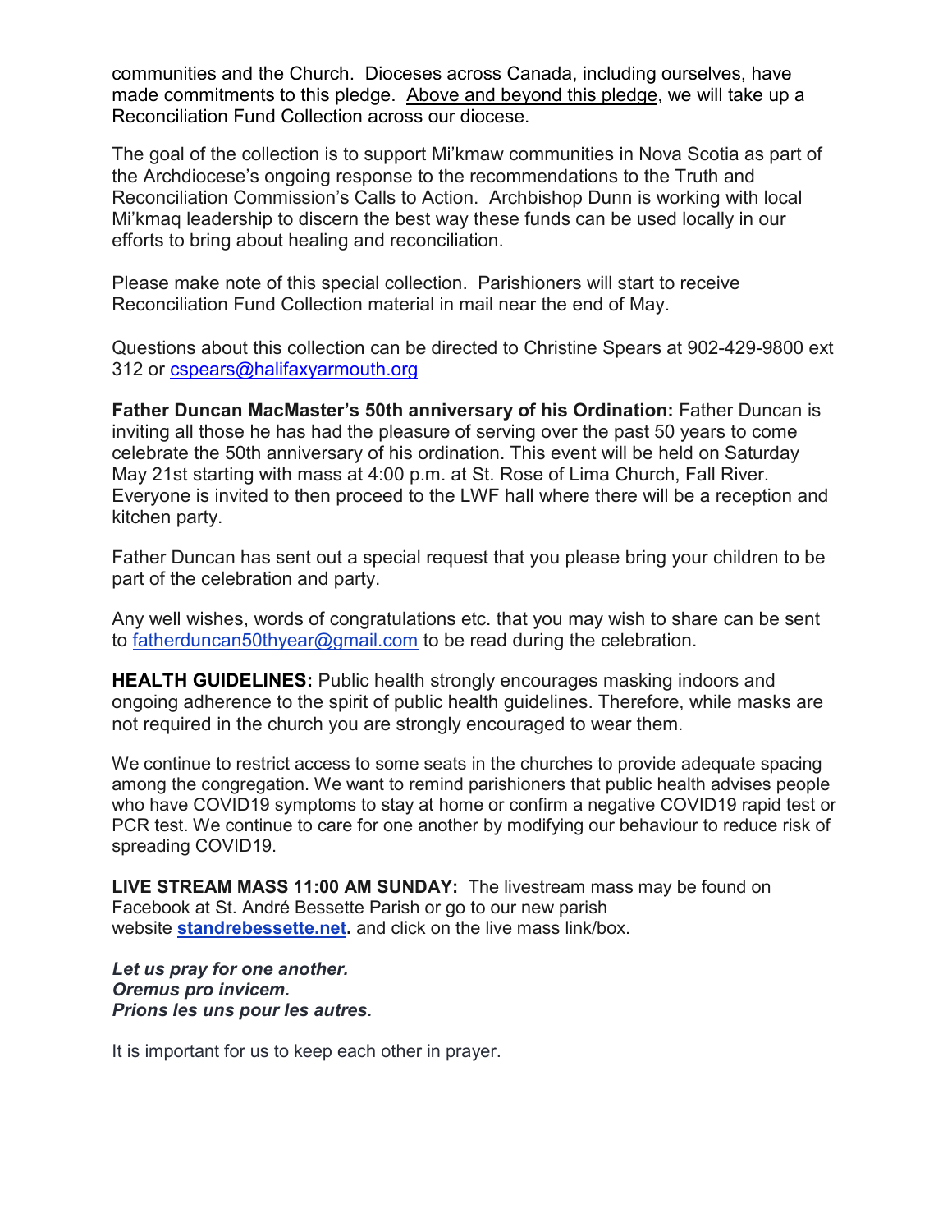communities and the Church. Dioceses across Canada, including ourselves, have made commitments to this pledge. <u>Above and beyond this pledge</u>, we will take up a Reconciliation Fund Collection across our diocese.

The goal of the collection is to support Mi'kmaw communities in Nova Scotia as part of the Archdiocese's ongoing response to the recommendations to the Truth and Reconciliation Commission's Calls to Action. Archbishop Dunn is working with local Mi'kmaq leadership to discern the best way these funds can be used locally in our efforts to bring about healing and reconciliation.

Please make note of this special collection. Parishioners will start to receive Reconciliation Fund Collection material in mail near the end of May.

Questions about this collection can be directed to Christine Spears at 902-429-9800 ext 312 or cspears@halifaxyarmouth.org

**Father Duncan MacMaster's 50th anniversary of his Ordination:** Father Duncan is inviting all those he has had the pleasure of serving over the past 50 years to come celebrate the 50th anniversary of his ordination. This event will be held on Saturday May 21st starting with mass at 4:00 p.m. at St. Rose of Lima Church, Fall River. Everyone is invited to then proceed to the LWF hall where there will be a reception and kitchen party.

Father Duncan has sent out a special request that you please bring your children to be part of the celebration and party.

Any well wishes, words of congratulations etc. that you may wish to share can be sent to fatherduncan50thyear@gmail.com to be read during the celebration.

**HEALTH GUIDELINES:** Public health strongly encourages masking indoors and ongoing adherence to the spirit of public health guidelines. Therefore, while masks are not required in the church you are strongly encouraged to wear them.

We continue to restrict access to some seats in the churches to provide adequate spacing among the congregation. We want to remind parishioners that public health advises people who have COVID19 symptoms to stay at home or confirm a negative COVID19 rapid test or PCR test. We continue to care for one another by modifying our behaviour to reduce risk of spreading COVID19.

**LIVE STREAM MASS 11:00 AM SUNDAY:** The livestream mass may be found on Facebook at St. André Bessette Parish or go to our new parish website **standrebessette.net.** and click on the live mass link/box.

***Let us pray for one another.***
***Oremus pro invicem.***
***Prions les uns pour les autres.***

It is important for us to keep each other in prayer.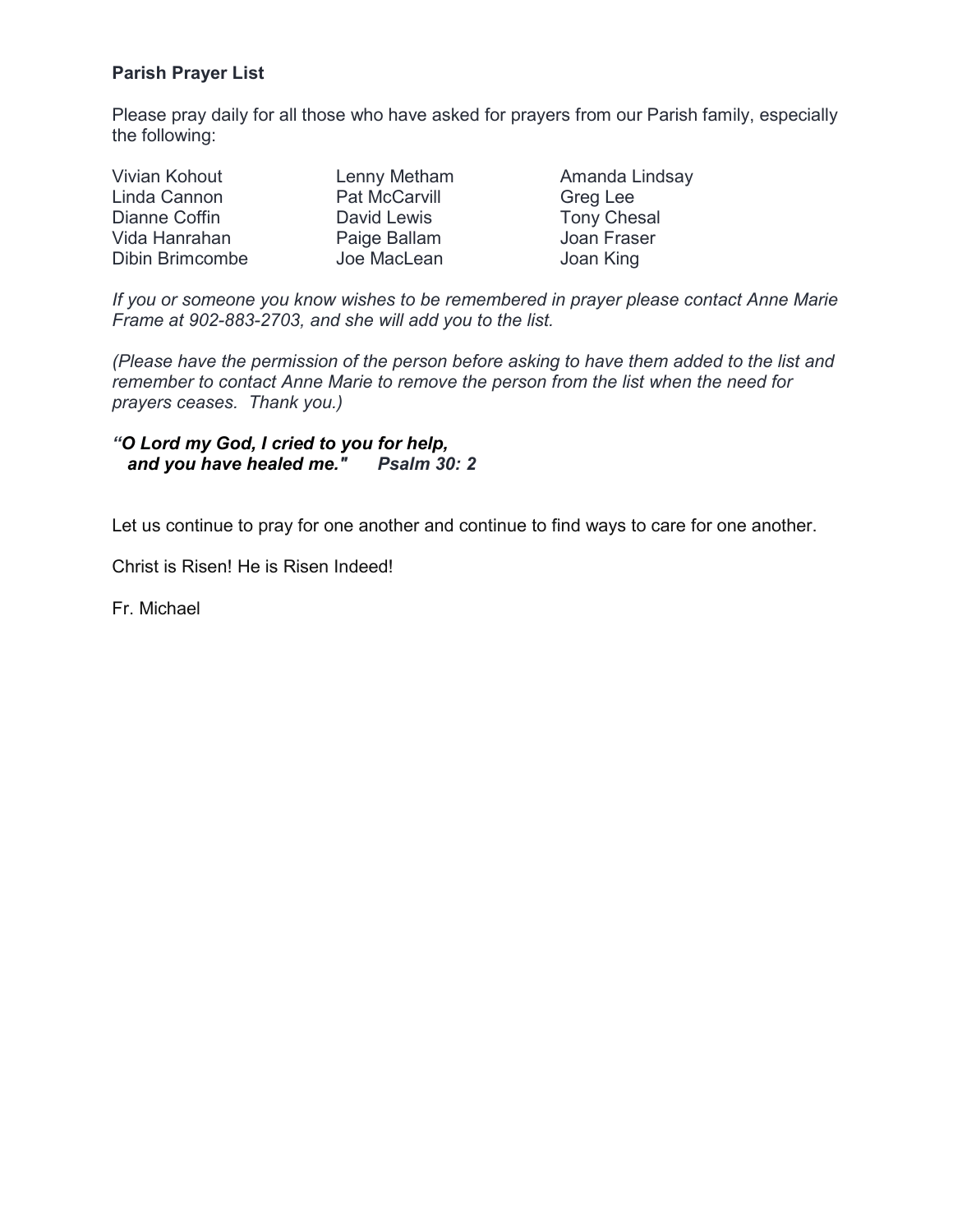**Parish Prayer List**

Please pray daily for all those who have asked for prayers from our Parish family, especially the following:

Vivian Kohout
Linda Cannon
Dianne Coffin
Vida Hanrahan
Dibin Brimcombe
Lenny Metham
Pat McCarvill
David Lewis
Paige Ballam
Joe MacLean
Amanda Lindsay
Greg Lee
Tony Chesal
Joan Fraser
Joan King

*If you or someone you know wishes to be remembered in prayer please contact Anne Marie Frame at 902-883-2703, and she will add you to the list.*

*(Please have the permission of the person before asking to have them added to the list and remember to contact Anne Marie to remove the person from the list when the need for prayers ceases. Thank you.)*

***"O Lord my God, I cried to you for help,***
***and you have healed me." Psalm 30: 2***

Let us continue to pray for one another and continue to find ways to care for one another.

Christ is Risen! He is Risen Indeed!

Fr. Michael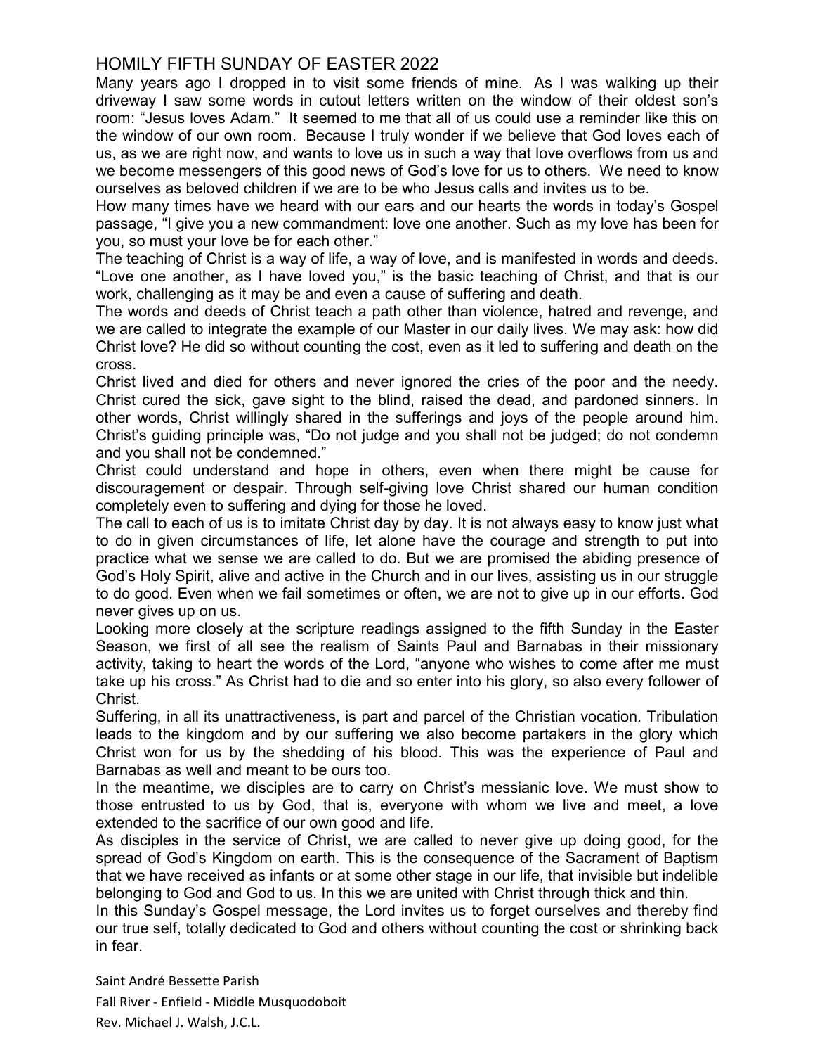## HOMILY FIFTH SUNDAY OF EASTER 2022

Many years ago I dropped in to visit some friends of mine. As I was walking up their driveway I saw some words in cutout letters written on the window of their oldest son's room: "Jesus loves Adam." It seemed to me that all of us could use a reminder like this on the window of our own room. Because I truly wonder if we believe that God loves each of us, as we are right now, and wants to love us in such a way that love overflows from us and we become messengers of this good news of God's love for us to others. We need to know ourselves as beloved children if we are to be who Jesus calls and invites us to be.

How many times have we heard with our ears and our hearts the words in today's Gospel passage, "I give you a new commandment: love one another. Such as my love has been for you, so must your love be for each other."

The teaching of Christ is a way of life, a way of love, and is manifested in words and deeds. "Love one another, as I have loved you," is the basic teaching of Christ, and that is our work, challenging as it may be and even a cause of suffering and death.

The words and deeds of Christ teach a path other than violence, hatred and revenge, and we are called to integrate the example of our Master in our daily lives. We may ask: how did Christ love? He did so without counting the cost, even as it led to suffering and death on the cross.

Christ lived and died for others and never ignored the cries of the poor and the needy. Christ cured the sick, gave sight to the blind, raised the dead, and pardoned sinners. In other words, Christ willingly shared in the sufferings and joys of the people around him. Christ's guiding principle was, "Do not judge and you shall not be judged; do not condemn and you shall not be condemned."

Christ could understand and hope in others, even when there might be cause for discouragement or despair. Through self-giving love Christ shared our human condition completely even to suffering and dying for those he loved.

The call to each of us is to imitate Christ day by day. It is not always easy to know just what to do in given circumstances of life, let alone have the courage and strength to put into practice what we sense we are called to do. But we are promised the abiding presence of God's Holy Spirit, alive and active in the Church and in our lives, assisting us in our struggle to do good. Even when we fail sometimes or often, we are not to give up in our efforts. God never gives up on us.

Looking more closely at the scripture readings assigned to the fifth Sunday in the Easter Season, we first of all see the realism of Saints Paul and Barnabas in their missionary activity, taking to heart the words of the Lord, "anyone who wishes to come after me must take up his cross." As Christ had to die and so enter into his glory, so also every follower of Christ.

Suffering, in all its unattractiveness, is part and parcel of the Christian vocation. Tribulation leads to the kingdom and by our suffering we also become partakers in the glory which Christ won for us by the shedding of his blood. This was the experience of Paul and Barnabas as well and meant to be ours too.

In the meantime, we disciples are to carry on Christ's messianic love. We must show to those entrusted to us by God, that is, everyone with whom we live and meet, a love extended to the sacrifice of our own good and life.

As disciples in the service of Christ, we are called to never give up doing good, for the spread of God's Kingdom on earth. This is the consequence of the Sacrament of Baptism that we have received as infants or at some other stage in our life, that invisible but indelible belonging to God and God to us. In this we are united with Christ through thick and thin.

In this Sunday's Gospel message, the Lord invites us to forget ourselves and thereby find our true self, totally dedicated to God and others without counting the cost or shrinking back in fear.

Saint André Bessette Parish
Fall River - Enfield - Middle Musquodoboit
Rev. Michael J. Walsh, J.C.L.